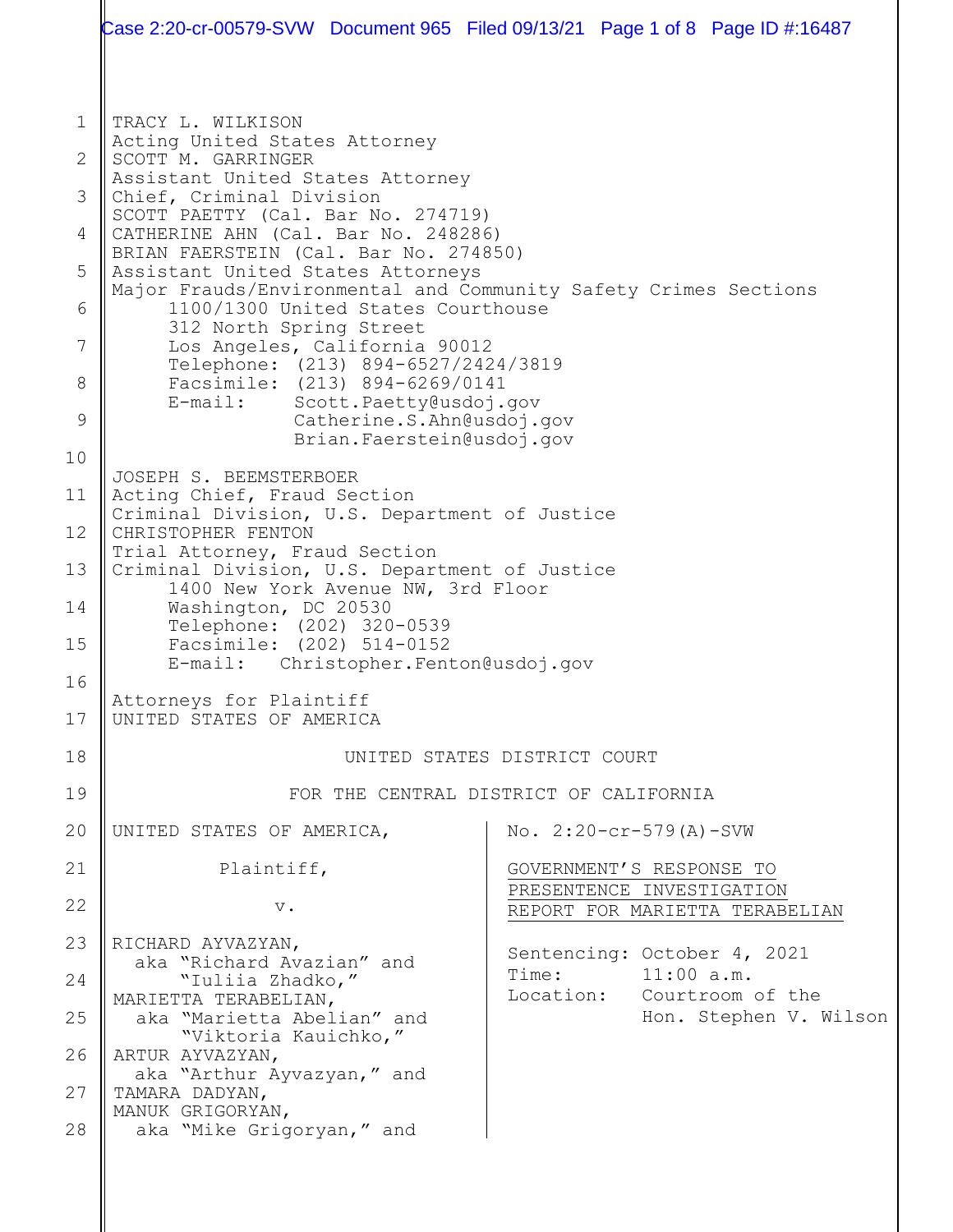TRACY L. WILKISON
Acting United States Attorney
SCOTT M. GARRINGER
Assistant United States Attorney
Chief, Criminal Division
SCOTT PAETTY (Cal. Bar No. 274719)
CATHERINE AHN (Cal. Bar No. 248286)
BRIAN FAERSTEIN (Cal. Bar No. 274850)
Assistant United States Attorneys
Major Frauds/Environmental and Community Safety Crimes Sections
1100/1300 United States Courthouse
312 North Spring Street
Los Angeles, California 90012
Telephone: (213) 894-6527/2424/3819
Facsimile: (213) 894-6269/0141
E-mail: Scott.Paetty@usdoj.gov
Catherine.S.Ahn@usdoj.gov
Brian.Faerstein@usdoj.gov

JOSEPH S. BEEMSTERBOER
Acting Chief, Fraud Section
Criminal Division, U.S. Department of Justice
CHRISTOPHER FENTON
Trial Attorney, Fraud Section
Criminal Division, U.S. Department of Justice
1400 New York Avenue NW, 3rd Floor
Washington, DC 20530
Telephone: (202) 320-0539
Facsimile: (202) 514-0152
E-mail: Christopher.Fenton@usdoj.gov

Attorneys for Plaintiff
UNITED STATES OF AMERICA

UNITED STATES DISTRICT COURT

FOR THE CENTRAL DISTRICT OF CALIFORNIA

UNITED STATES OF AMERICA,

Plaintiff,

v.

RICHARD AYVAZYAN,
aka "Richard Avazian" and
"Iuliia Zhadko,"
MARIETTA TERABELIAN,
aka "Marietta Abelian" and
"Viktoria Kauichko,"
ARTUR AYVAZYAN,
aka "Arthur Ayvazyan," and
TAMARA DADYAN,
MANUK GRIGORYAN,
aka "Mike Grigoryan," and

No. 2:20-cr-579(A)-SVW

GOVERNMENT'S RESPONSE TO PRESENTENCE INVESTIGATION REPORT FOR MARIETTA TERABELIAN

Sentencing: October 4, 2021
Time: 11:00 a.m.
Location: Courtroom of the Hon. Stephen V. Wilson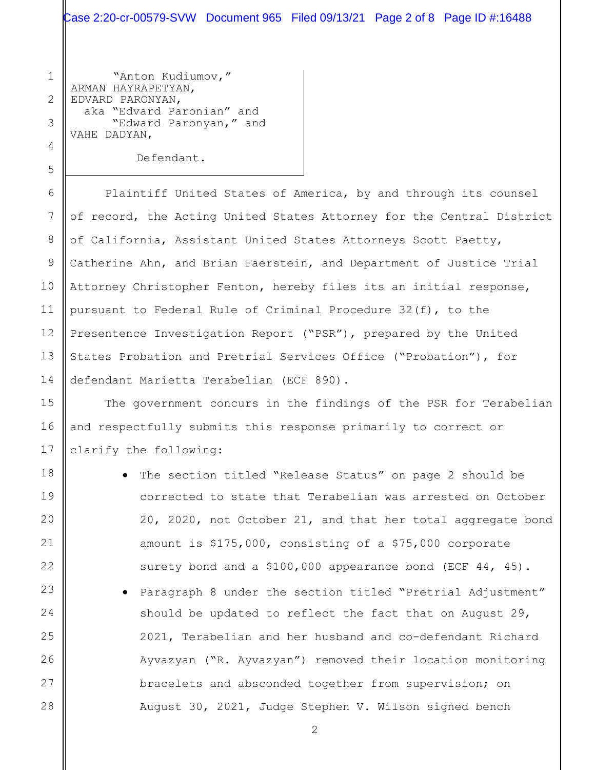"Anton Kudiumov,"
ARMAN HAYRAPETYAN,
EDVARD PARONYAN,
aka "Edvard Paronian" and
"Edward Paronyan," and
VAHE DADYAN,

Defendant.

Plaintiff United States of America, by and through its counsel of record, the Acting United States Attorney for the Central District of California, Assistant United States Attorneys Scott Paetty, Catherine Ahn, and Brian Faerstein, and Department of Justice Trial Attorney Christopher Fenton, hereby files its an initial response, pursuant to Federal Rule of Criminal Procedure 32(f), to the Presentence Investigation Report ("PSR"), prepared by the United States Probation and Pretrial Services Office ("Probation"), for defendant Marietta Terabelian (ECF 890).

The government concurs in the findings of the PSR for Terabelian and respectfully submits this response primarily to correct or clarify the following:

- The section titled "Release Status" on page 2 should be corrected to state that Terabelian was arrested on October 20, 2020, not October 21, and that her total aggregate bond amount is $175,000, consisting of a $75,000 corporate surety bond and a $100,000 appearance bond (ECF 44, 45).
- Paragraph 8 under the section titled "Pretrial Adjustment" should be updated to reflect the fact that on August 29, 2021, Terabelian and her husband and co-defendant Richard Ayvazyan ("R. Ayvazyan") removed their location monitoring bracelets and absconded together from supervision; on August 30, 2021, Judge Stephen V. Wilson signed bench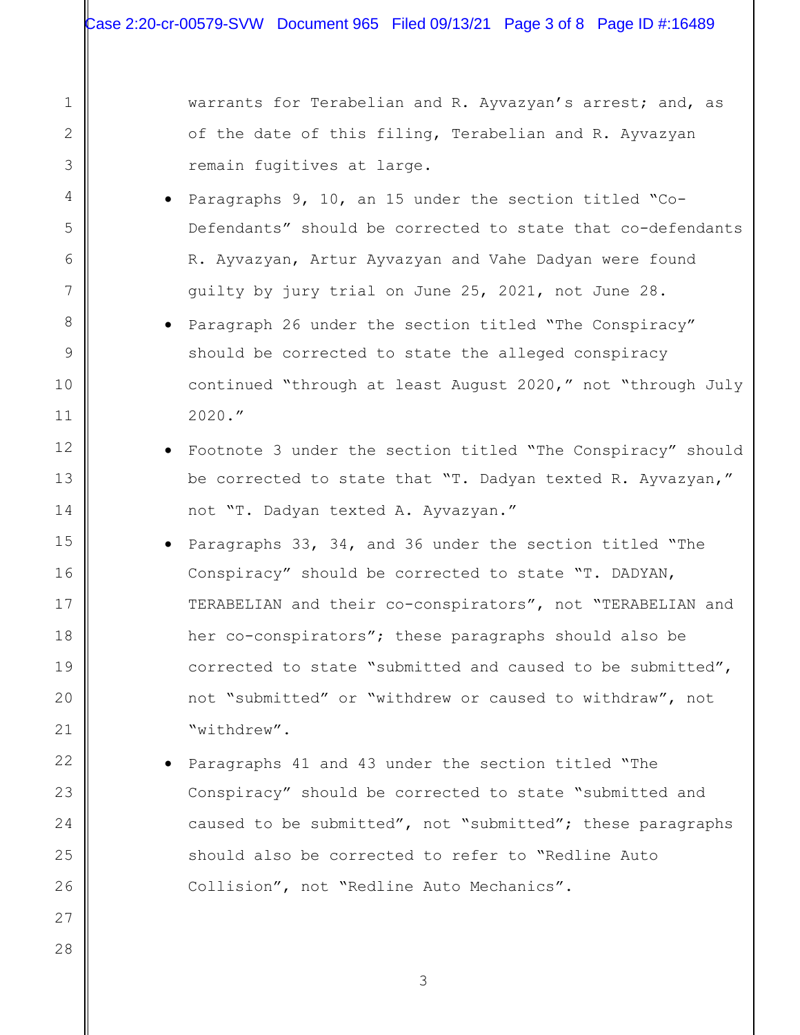warrants for Terabelian and R. Ayvazyan's arrest; and, as of the date of this filing, Terabelian and R. Ayvazyan remain fugitives at large.

- Paragraphs 9, 10, an 15 under the section titled "Co-Defendants" should be corrected to state that co-defendants R. Ayvazyan, Artur Ayvazyan and Vahe Dadyan were found guilty by jury trial on June 25, 2021, not June 28.
- Paragraph 26 under the section titled "The Conspiracy" should be corrected to state the alleged conspiracy continued "through at least August 2020," not "through July 2020."
- Footnote 3 under the section titled "The Conspiracy" should be corrected to state that "T. Dadyan texted R. Ayvazyan," not "T. Dadyan texted A. Ayvazyan."
- Paragraphs 33, 34, and 36 under the section titled "The Conspiracy" should be corrected to state "T. DADYAN, TERABELIAN and their co-conspirators", not "TERABELIAN and her co-conspirators"; these paragraphs should also be corrected to state "submitted and caused to be submitted", not "submitted" or "withdrew or caused to withdraw", not "withdrew".
- Paragraphs 41 and 43 under the section titled "The Conspiracy" should be corrected to state "submitted and caused to be submitted", not "submitted"; these paragraphs should also be corrected to refer to "Redline Auto Collision", not "Redline Auto Mechanics".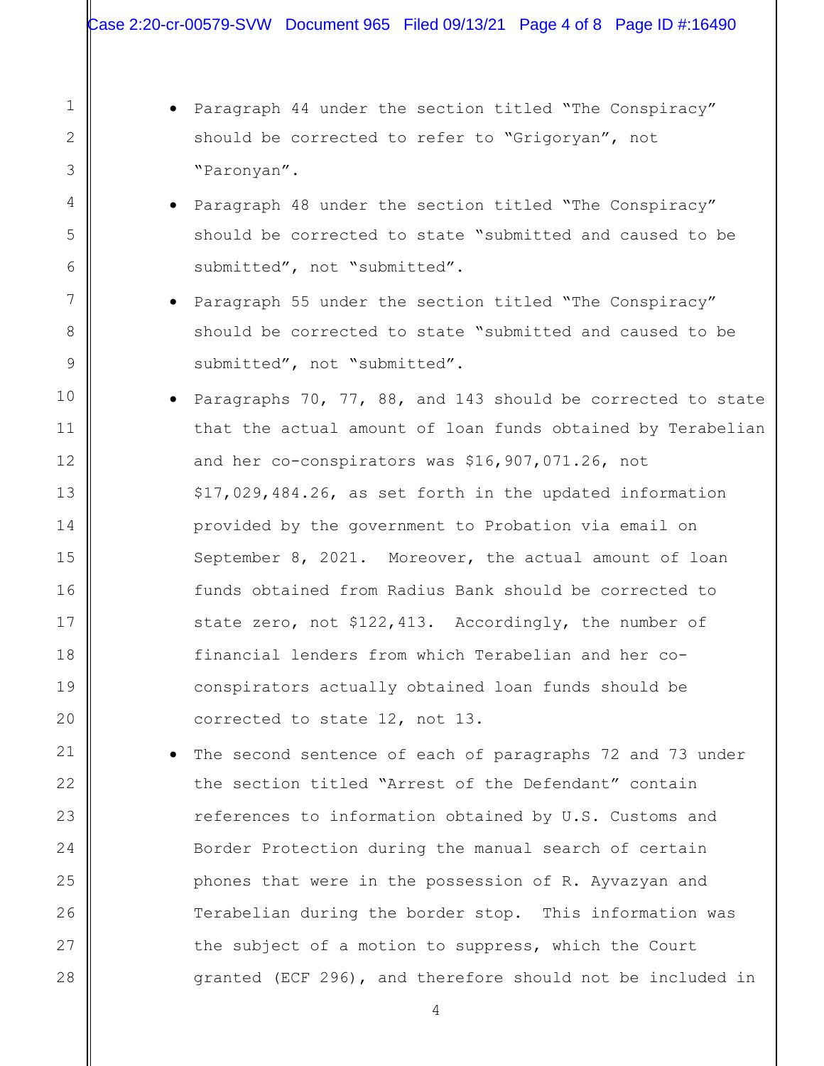- Paragraph 44 under the section titled "The Conspiracy" should be corrected to refer to "Grigoryan", not "Paronyan".
- Paragraph 48 under the section titled "The Conspiracy" should be corrected to state "submitted and caused to be submitted", not "submitted".
- Paragraph 55 under the section titled "The Conspiracy" should be corrected to state "submitted and caused to be submitted", not "submitted".
- Paragraphs 70, 77, 88, and 143 should be corrected to state that the actual amount of loan funds obtained by Terabelian and her co-conspirators was $16,907,071.26, not $17,029,484.26, as set forth in the updated information provided by the government to Probation via email on September 8, 2021. Moreover, the actual amount of loan funds obtained from Radius Bank should be corrected to state zero, not $122,413. Accordingly, the number of financial lenders from which Terabelian and her co-conspirators actually obtained loan funds should be corrected to state 12, not 13.
- The second sentence of each of paragraphs 72 and 73 under the section titled "Arrest of the Defendant" contain references to information obtained by U.S. Customs and Border Protection during the manual search of certain phones that were in the possession of R. Ayvazyan and Terabelian during the border stop. This information was the subject of a motion to suppress, which the Court granted (ECF 296), and therefore should not be included in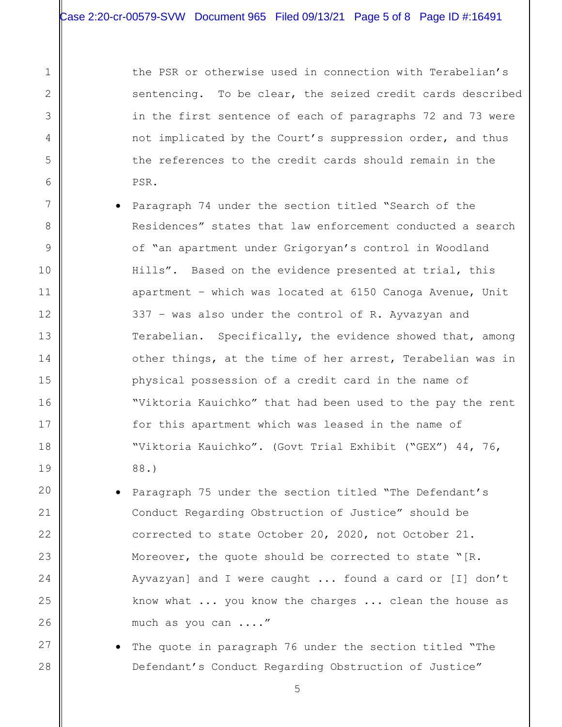the PSR or otherwise used in connection with Terabelian's sentencing. To be clear, the seized credit cards described in the first sentence of each of paragraphs 72 and 73 were not implicated by the Court's suppression order, and thus the references to the credit cards should remain in the PSR.

- Paragraph 74 under the section titled "Search of the Residences" states that law enforcement conducted a search of "an apartment under Grigoryan's control in Woodland Hills". Based on the evidence presented at trial, this apartment – which was located at 6150 Canoga Avenue, Unit 337 – was also under the control of R. Ayvazyan and Terabelian. Specifically, the evidence showed that, among other things, at the time of her arrest, Terabelian was in physical possession of a credit card in the name of "Viktoria Kauichko" that had been used to the pay the rent for this apartment which was leased in the name of "Viktoria Kauichko". (Govt Trial Exhibit ("GEX") 44, 76, 88.)
- Paragraph 75 under the section titled "The Defendant's Conduct Regarding Obstruction of Justice" should be corrected to state October 20, 2020, not October 21. Moreover, the quote should be corrected to state "[R. Ayvazyan] and I were caught ... found a card or [I] don't know what ... you know the charges ... clean the house as much as you can ...."
- The quote in paragraph 76 under the section titled "The Defendant's Conduct Regarding Obstruction of Justice"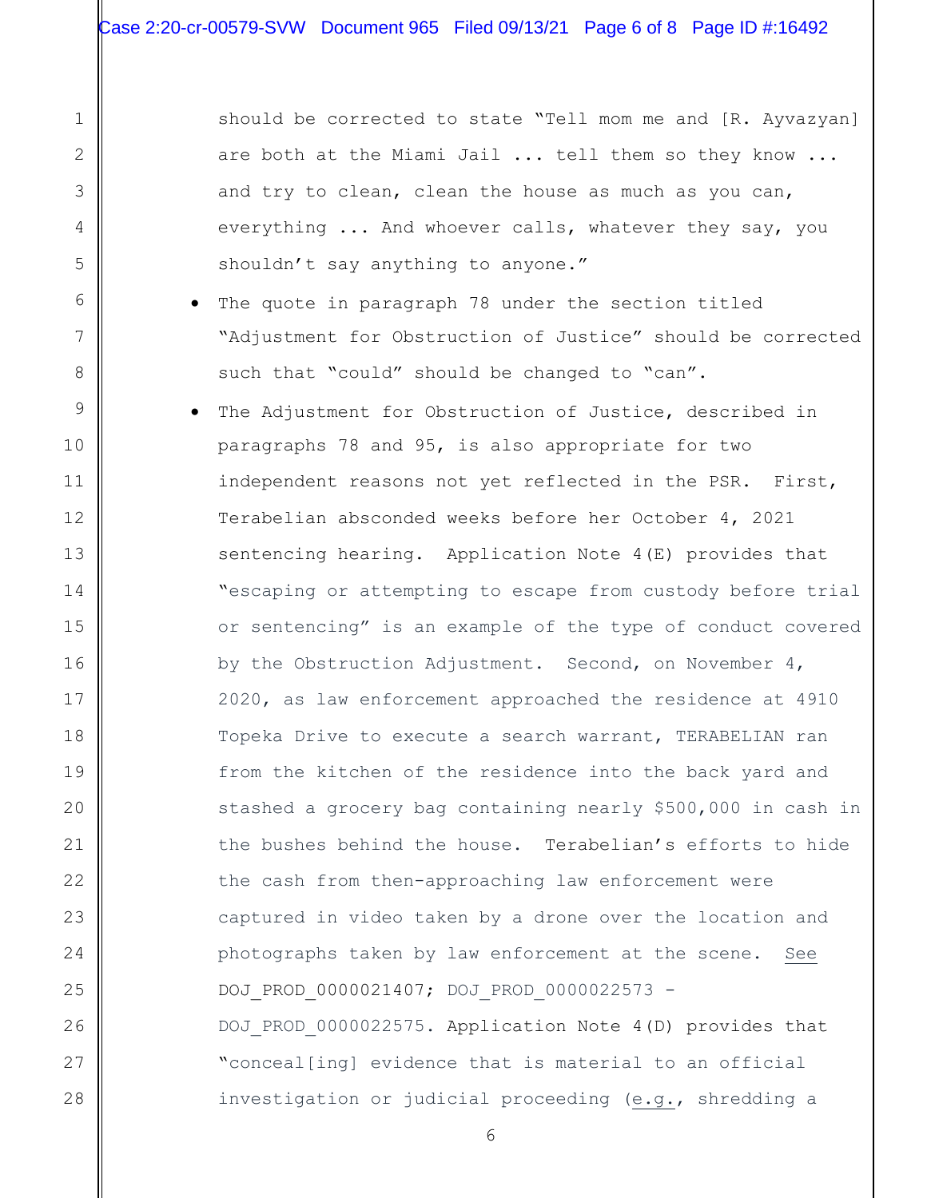should be corrected to state "Tell mom me and [R. Ayvazyan] are both at the Miami Jail ... tell them so they know ... and try to clean, clean the house as much as you can, everything ... And whoever calls, whatever they say, you shouldn't say anything to anyone."

- The quote in paragraph 78 under the section titled "Adjustment for Obstruction of Justice" should be corrected such that "could" should be changed to "can".
- The Adjustment for Obstruction of Justice, described in paragraphs 78 and 95, is also appropriate for two independent reasons not yet reflected in the PSR. First, Terabelian absconded weeks before her October 4, 2021 sentencing hearing. Application Note 4(E) provides that "escaping or attempting to escape from custody before trial or sentencing" is an example of the type of conduct covered by the Obstruction Adjustment. Second, on November 4, 2020, as law enforcement approached the residence at 4910 Topeka Drive to execute a search warrant, TERABELIAN ran from the kitchen of the residence into the back yard and stashed a grocery bag containing nearly $500,000 in cash in the bushes behind the house. Terabelian's efforts to hide the cash from then-approaching law enforcement were captured in video taken by a drone over the location and photographs taken by law enforcement at the scene. See DOJ_PROD_0000021407; DOJ_PROD_0000022573 - DOJ_PROD_0000022575. Application Note 4(D) provides that "conceal[ing] evidence that is material to an official investigation or judicial proceeding (e.g., shredding a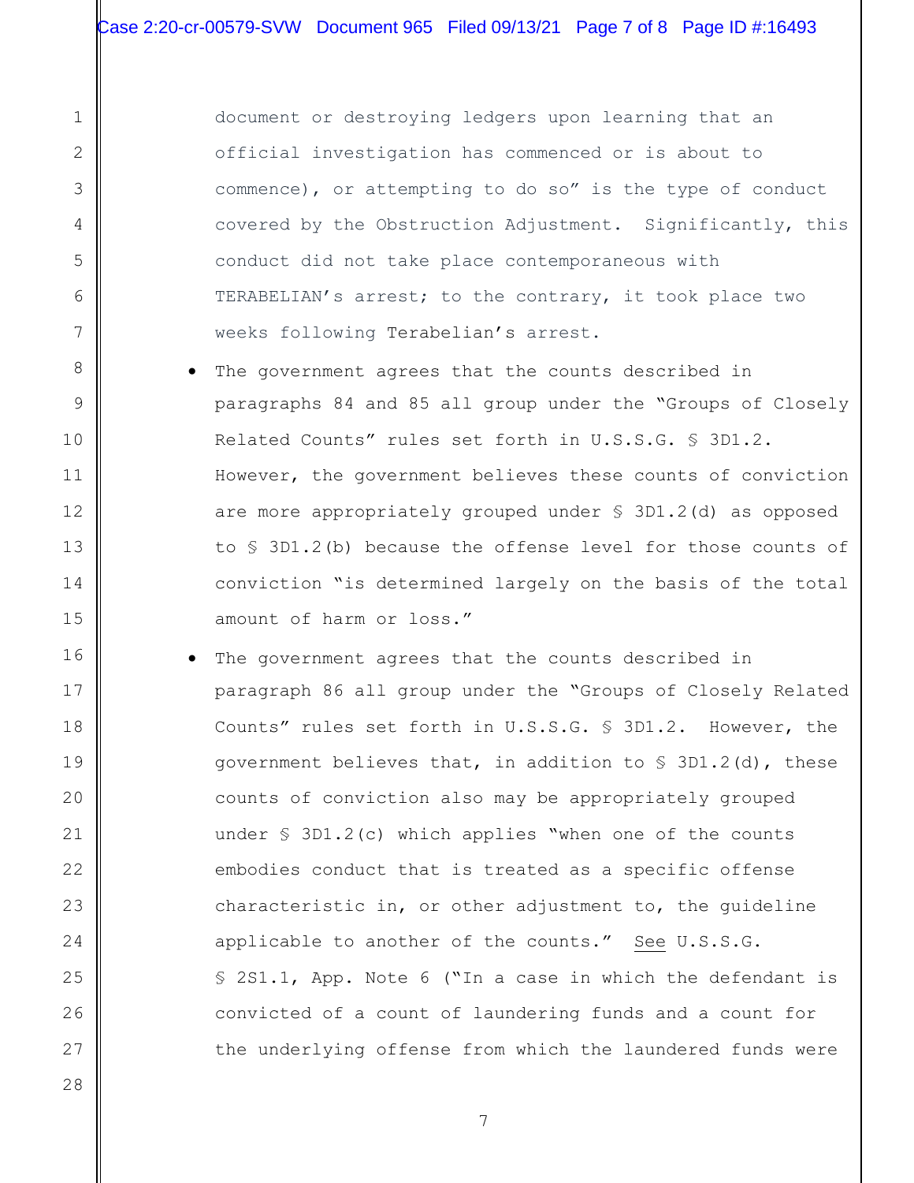document or destroying ledgers upon learning that an official investigation has commenced or is about to commence), or attempting to do so" is the type of conduct covered by the Obstruction Adjustment. Significantly, this conduct did not take place contemporaneous with TERABELIAN's arrest; to the contrary, it took place two weeks following Terabelian's arrest.

- The government agrees that the counts described in paragraphs 84 and 85 all group under the "Groups of Closely Related Counts" rules set forth in U.S.S.G. § 3D1.2. However, the government believes these counts of conviction are more appropriately grouped under § 3D1.2(d) as opposed to § 3D1.2(b) because the offense level for those counts of conviction "is determined largely on the basis of the total amount of harm or loss."
- The government agrees that the counts described in paragraph 86 all group under the "Groups of Closely Related Counts" rules set forth in U.S.S.G. § 3D1.2. However, the government believes that, in addition to § 3D1.2(d), these counts of conviction also may be appropriately grouped under § 3D1.2(c) which applies "when one of the counts embodies conduct that is treated as a specific offense characteristic in, or other adjustment to, the guideline applicable to another of the counts." See U.S.S.G. § 2S1.1, App. Note 6 ("In a case in which the defendant is convicted of a count of laundering funds and a count for the underlying offense from which the laundered funds were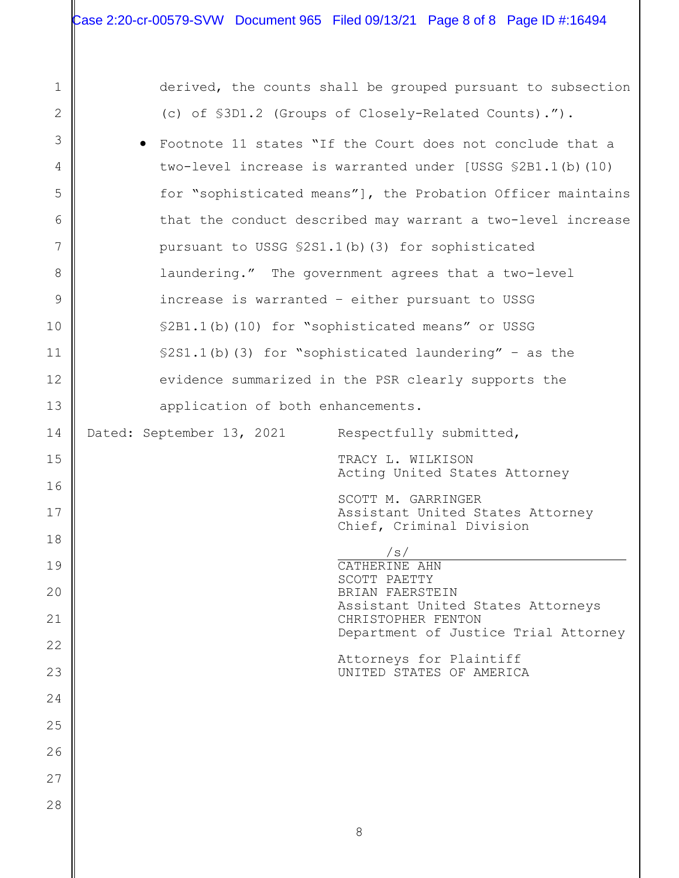derived, the counts shall be grouped pursuant to subsection (c) of §3D1.2 (Groups of Closely-Related Counts).").

- Footnote 11 states "If the Court does not conclude that a two-level increase is warranted under [USSG §2B1.1(b)(10) for "sophisticated means"], the Probation Officer maintains that the conduct described may warrant a two-level increase pursuant to USSG §2S1.1(b)(3) for sophisticated laundering." The government agrees that a two-level increase is warranted – either pursuant to USSG §2B1.1(b)(10) for "sophisticated means" or USSG §2S1.1(b)(3) for "sophisticated laundering" – as the evidence summarized in the PSR clearly supports the application of both enhancements.

Dated: September 13, 2021

Respectfully submitted,

TRACY L. WILKISON
Acting United States Attorney

SCOTT M. GARRINGER
Assistant United States Attorney
Chief, Criminal Division

/s/

CATHERINE AHN
SCOTT PAETTY
BRIAN FAERSTEIN
Assistant United States Attorneys
CHRISTOPHER FENTON
Department of Justice Trial Attorney

Attorneys for Plaintiff
UNITED STATES OF AMERICA